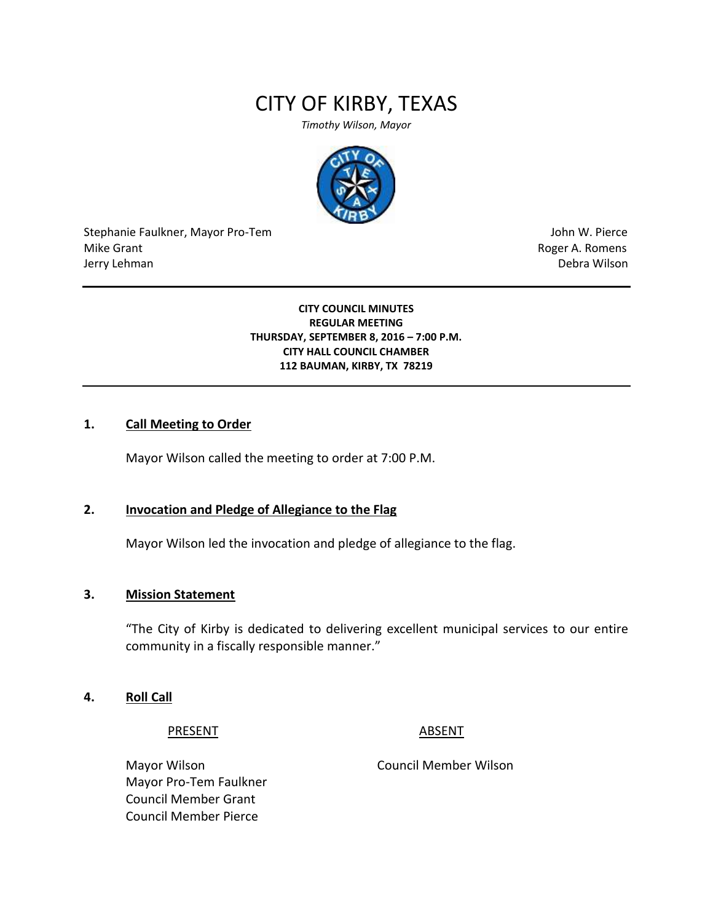# CITY OF KIRBY, TEXAS

*Timothy Wilson, Mayor*

Stephanie Faulkner, Mayor Pro-Tem
Mike Grant
Jerry Lehman
John W. Pierce
Roger A. Romens
Debra Wilson

---

**CITY COUNCIL MINUTES**
**REGULAR MEETING**
**THURSDAY, SEPTEMBER 8, 2016 – 7:00 P.M.**
**CITY HALL COUNCIL CHAMBER**
**112 BAUMAN, KIRBY, TX 78219**

---

## 1. Call Meeting to Order

Mayor Wilson called the meeting to order at 7:00 P.M.

## 2. Invocation and Pledge of Allegiance to the Flag

Mayor Wilson led the invocation and pledge of allegiance to the flag.

## 3. Mission Statement

"The City of Kirby is dedicated to delivering excellent municipal services to our entire community in a fiscally responsible manner."

## 4. Roll Call

| PRESENT | ABSENT |
|---|---|
| Mayor Wilson | Council Member Wilson |
| Mayor Pro-Tem Faulkner | |
| Council Member Grant | |
| Council Member Pierce | |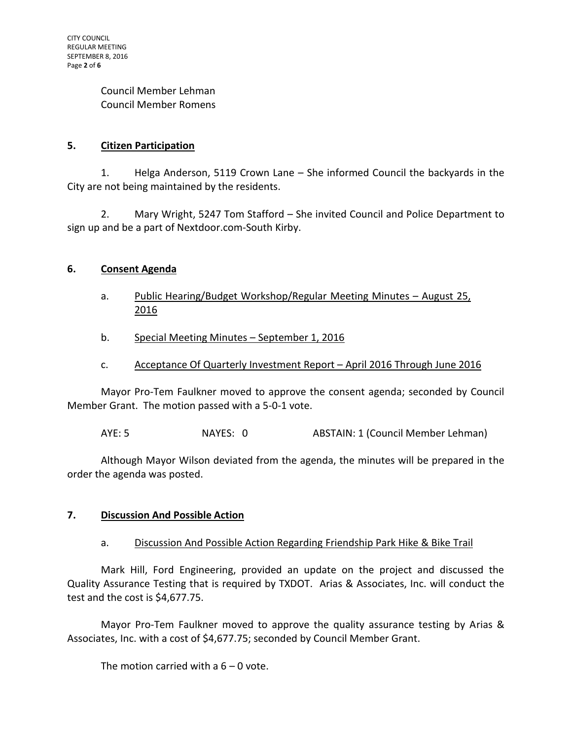Council Member Lehman
Council Member Romens

## 5. Citizen Participation

1. Helga Anderson, 5119 Crown Lane – She informed Council the backyards in the City are not being maintained by the residents.

2. Mary Wright, 5247 Tom Stafford – She invited Council and Police Department to sign up and be a part of Nextdoor.com-South Kirby.

## 6. Consent Agenda

a. Public Hearing/Budget Workshop/Regular Meeting Minutes – August 25, 2016

b. Special Meeting Minutes – September 1, 2016

c. Acceptance Of Quarterly Investment Report – April 2016 Through June 2016

Mayor Pro-Tem Faulkner moved to approve the consent agenda; seconded by Council Member Grant. The motion passed with a 5-0-1 vote.

AYE: 5 NAYES: 0 ABSTAIN: 1 (Council Member Lehman)

Although Mayor Wilson deviated from the agenda, the minutes will be prepared in the order the agenda was posted.

## 7. Discussion And Possible Action

a. Discussion And Possible Action Regarding Friendship Park Hike & Bike Trail

Mark Hill, Ford Engineering, provided an update on the project and discussed the Quality Assurance Testing that is required by TXDOT. Arias & Associates, Inc. will conduct the test and the cost is $4,677.75.

Mayor Pro-Tem Faulkner moved to approve the quality assurance testing by Arias & Associates, Inc. with a cost of $4,677.75; seconded by Council Member Grant.

The motion carried with a 6 – 0 vote.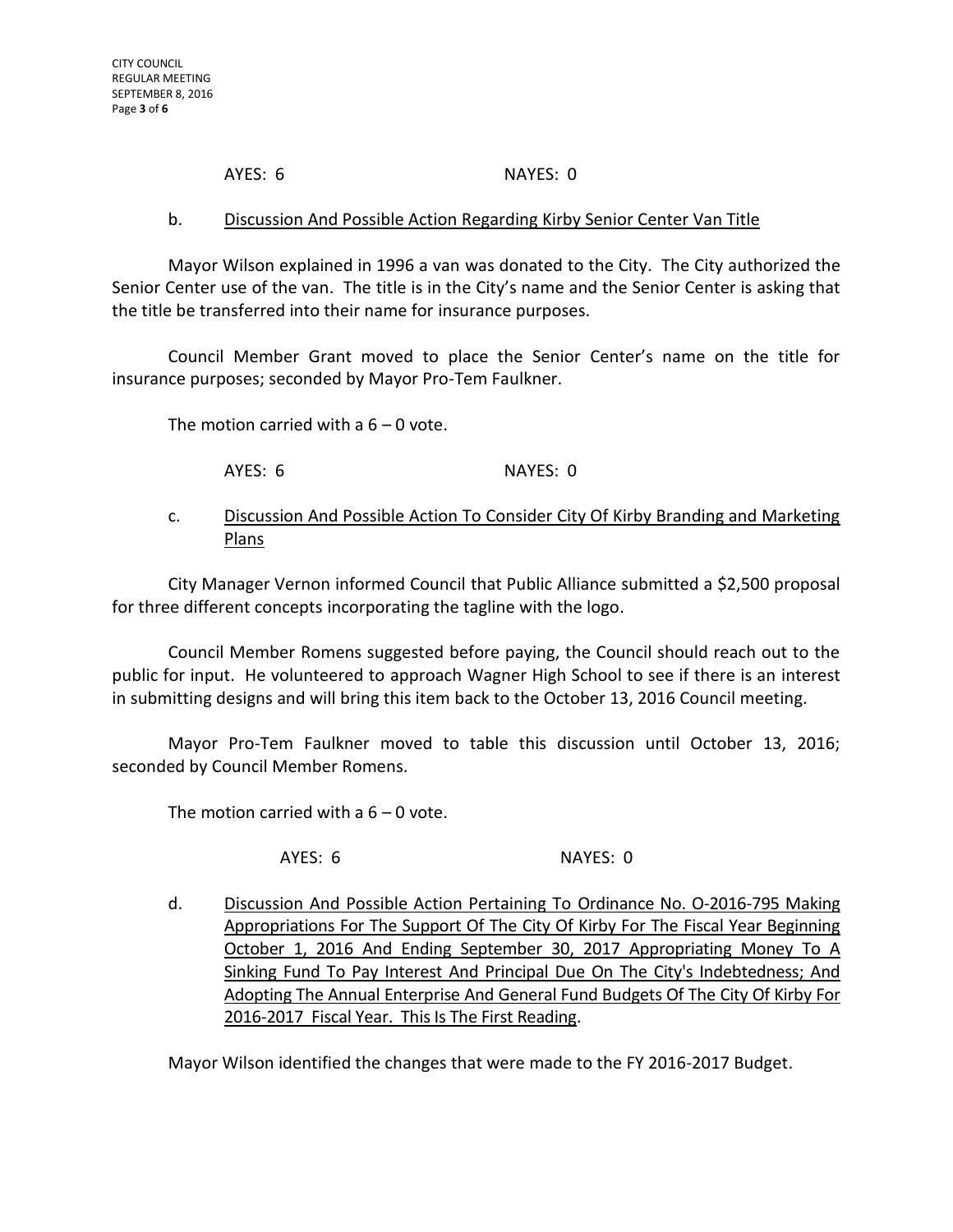AYES: 6 NAYES: 0

b. <u>Discussion And Possible Action Regarding Kirby Senior Center Van Title</u>

Mayor Wilson explained in 1996 a van was donated to the City. The City authorized the Senior Center use of the van. The title is in the City's name and the Senior Center is asking that the title be transferred into their name for insurance purposes.

Council Member Grant moved to place the Senior Center's name on the title for insurance purposes; seconded by Mayor Pro-Tem Faulkner.

The motion carried with a 6 – 0 vote.

AYES: 6 NAYES: 0

c. <u>Discussion And Possible Action To Consider City Of Kirby Branding and Marketing Plans</u>

City Manager Vernon informed Council that Public Alliance submitted a $2,500 proposal for three different concepts incorporating the tagline with the logo.

Council Member Romens suggested before paying, the Council should reach out to the public for input. He volunteered to approach Wagner High School to see if there is an interest in submitting designs and will bring this item back to the October 13, 2016 Council meeting.

Mayor Pro-Tem Faulkner moved to table this discussion until October 13, 2016; seconded by Council Member Romens.

The motion carried with a 6 – 0 vote.

AYES: 6 NAYES: 0

d. <u>Discussion And Possible Action Pertaining To Ordinance No. O-2016-795 Making Appropriations For The Support Of The City Of Kirby For The Fiscal Year Beginning October 1, 2016 And Ending September 30, 2017 Appropriating Money To A Sinking Fund To Pay Interest And Principal Due On The City's Indebtedness; And Adopting The Annual Enterprise And General Fund Budgets Of The City Of Kirby For 2016-2017 Fiscal Year. This Is The First Reading</u>.

Mayor Wilson identified the changes that were made to the FY 2016-2017 Budget.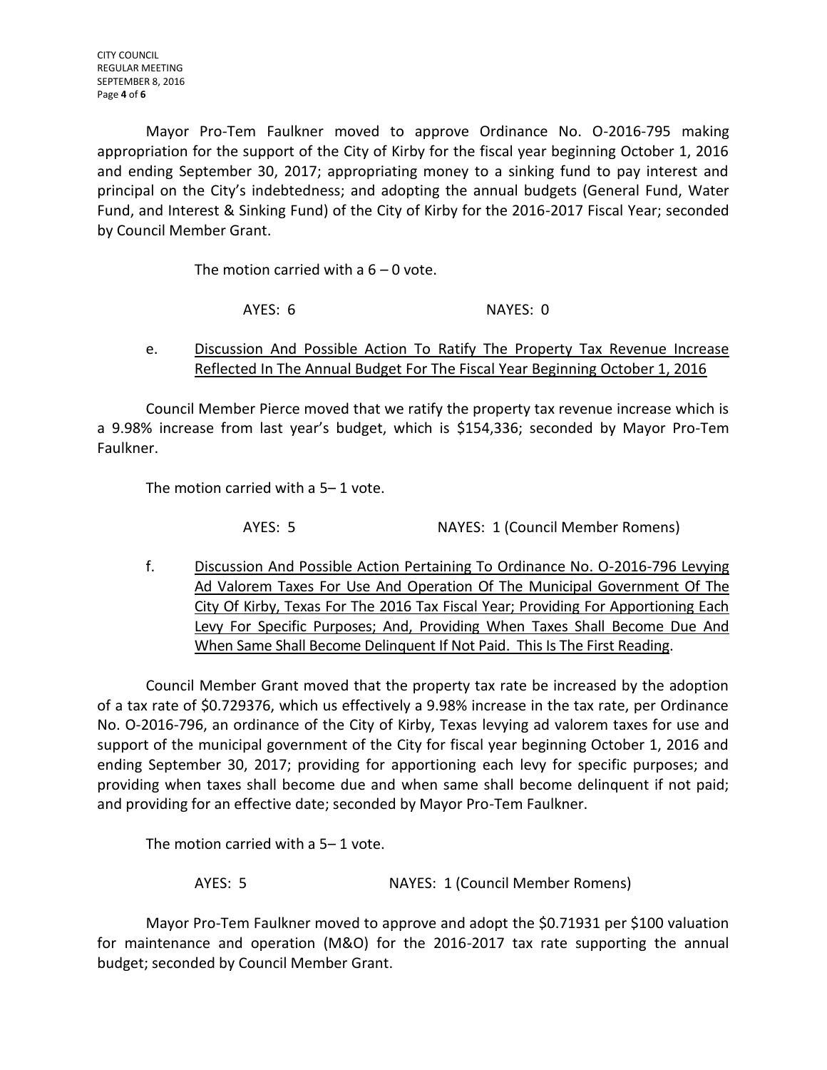Mayor Pro-Tem Faulkner moved to approve Ordinance No. O-2016-795 making appropriation for the support of the City of Kirby for the fiscal year beginning October 1, 2016 and ending September 30, 2017; appropriating money to a sinking fund to pay interest and principal on the City's indebtedness; and adopting the annual budgets (General Fund, Water Fund, and Interest & Sinking Fund) of the City of Kirby for the 2016-2017 Fiscal Year; seconded by Council Member Grant.

The motion carried with a 6 – 0 vote.

AYES: 6 NAYES: 0

e. Discussion And Possible Action To Ratify The Property Tax Revenue Increase Reflected In The Annual Budget For The Fiscal Year Beginning October 1, 2016

Council Member Pierce moved that we ratify the property tax revenue increase which is a 9.98% increase from last year's budget, which is $154,336; seconded by Mayor Pro-Tem Faulkner.

The motion carried with a 5– 1 vote.

AYES: 5 NAYES: 1 (Council Member Romens)

f. Discussion And Possible Action Pertaining To Ordinance No. O-2016-796 Levying Ad Valorem Taxes For Use And Operation Of The Municipal Government Of The City Of Kirby, Texas For The 2016 Tax Fiscal Year; Providing For Apportioning Each Levy For Specific Purposes; And, Providing When Taxes Shall Become Due And When Same Shall Become Delinquent If Not Paid. This Is The First Reading.

Council Member Grant moved that the property tax rate be increased by the adoption of a tax rate of $0.729376, which us effectively a 9.98% increase in the tax rate, per Ordinance No. O-2016-796, an ordinance of the City of Kirby, Texas levying ad valorem taxes for use and support of the municipal government of the City for fiscal year beginning October 1, 2016 and ending September 30, 2017; providing for apportioning each levy for specific purposes; and providing when taxes shall become due and when same shall become delinquent if not paid; and providing for an effective date; seconded by Mayor Pro-Tem Faulkner.

The motion carried with a 5– 1 vote.

AYES: 5 NAYES: 1 (Council Member Romens)

Mayor Pro-Tem Faulkner moved to approve and adopt the $0.71931 per $100 valuation for maintenance and operation (M&O) for the 2016-2017 tax rate supporting the annual budget; seconded by Council Member Grant.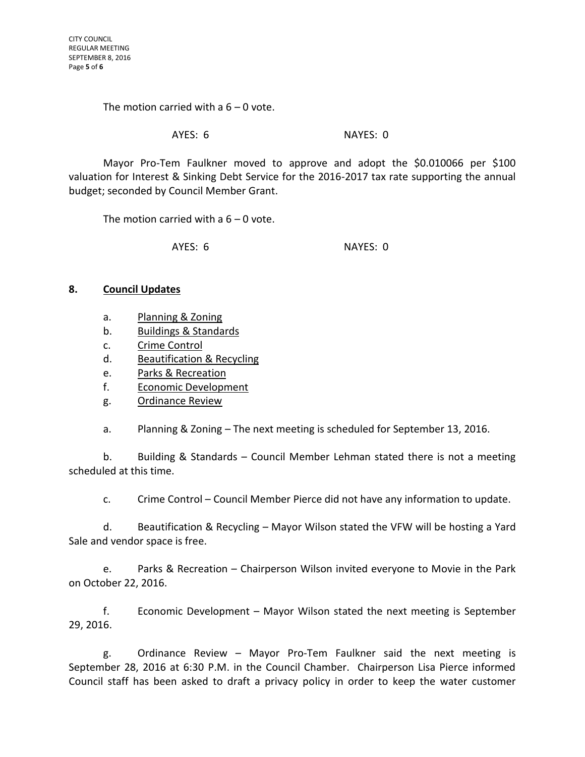The motion carried with a 6 – 0 vote.

AYES: 6 NAYES: 0

Mayor Pro-Tem Faulkner moved to approve and adopt the $0.010066 per $100 valuation for Interest & Sinking Debt Service for the 2016-2017 tax rate supporting the annual budget; seconded by Council Member Grant.

The motion carried with a 6 – 0 vote.

AYES: 6 NAYES: 0

**8. Council Updates**

a. Planning & Zoning
b. Buildings & Standards
c. Crime Control
d. Beautification & Recycling
e. Parks & Recreation
f. Economic Development
g. Ordinance Review

a. Planning & Zoning – The next meeting is scheduled for September 13, 2016.

b. Building & Standards – Council Member Lehman stated there is not a meeting scheduled at this time.

c. Crime Control – Council Member Pierce did not have any information to update.

d. Beautification & Recycling – Mayor Wilson stated the VFW will be hosting a Yard Sale and vendor space is free.

e. Parks & Recreation – Chairperson Wilson invited everyone to Movie in the Park on October 22, 2016.

f. Economic Development – Mayor Wilson stated the next meeting is September 29, 2016.

g. Ordinance Review – Mayor Pro-Tem Faulkner said the next meeting is September 28, 2016 at 6:30 P.M. in the Council Chamber. Chairperson Lisa Pierce informed Council staff has been asked to draft a privacy policy in order to keep the water customer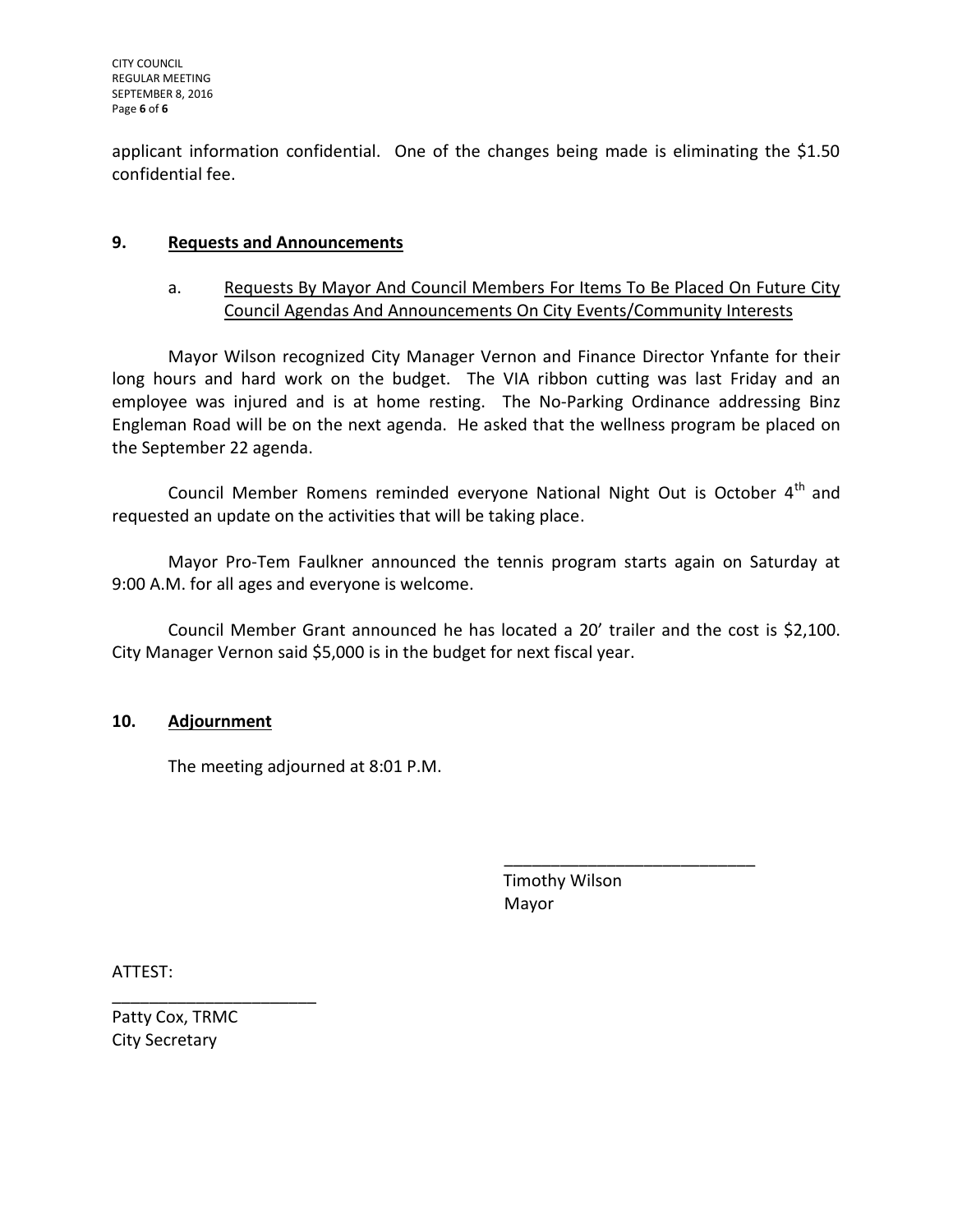applicant information confidential. One of the changes being made is eliminating the $1.50 confidential fee.

## 9. Requests and Announcements

### a. Requests By Mayor And Council Members For Items To Be Placed On Future City Council Agendas And Announcements On City Events/Community Interests

Mayor Wilson recognized City Manager Vernon and Finance Director Ynfante for their long hours and hard work on the budget. The VIA ribbon cutting was last Friday and an employee was injured and is at home resting. The No-Parking Ordinance addressing Binz Engleman Road will be on the next agenda. He asked that the wellness program be placed on the September 22 agenda.

Council Member Romens reminded everyone National Night Out is October 4th and requested an update on the activities that will be taking place.

Mayor Pro-Tem Faulkner announced the tennis program starts again on Saturday at 9:00 A.M. for all ages and everyone is welcome.

Council Member Grant announced he has located a 20' trailer and the cost is $2,100. City Manager Vernon said $5,000 is in the budget for next fiscal year.

## 10. Adjournment

The meeting adjourned at 8:01 P.M.

\_\_\_\_\_\_\_\_\_\_\_\_\_\_\_\_\_\_\_\_\_\_\_\_\_\_\_
Timothy Wilson
Mayor

ATTEST:

\_\_\_\_\_\_\_\_\_\_\_\_\_\_\_\_\_\_\_\_\_\_\_\_
Patty Cox, TRMC
City Secretary